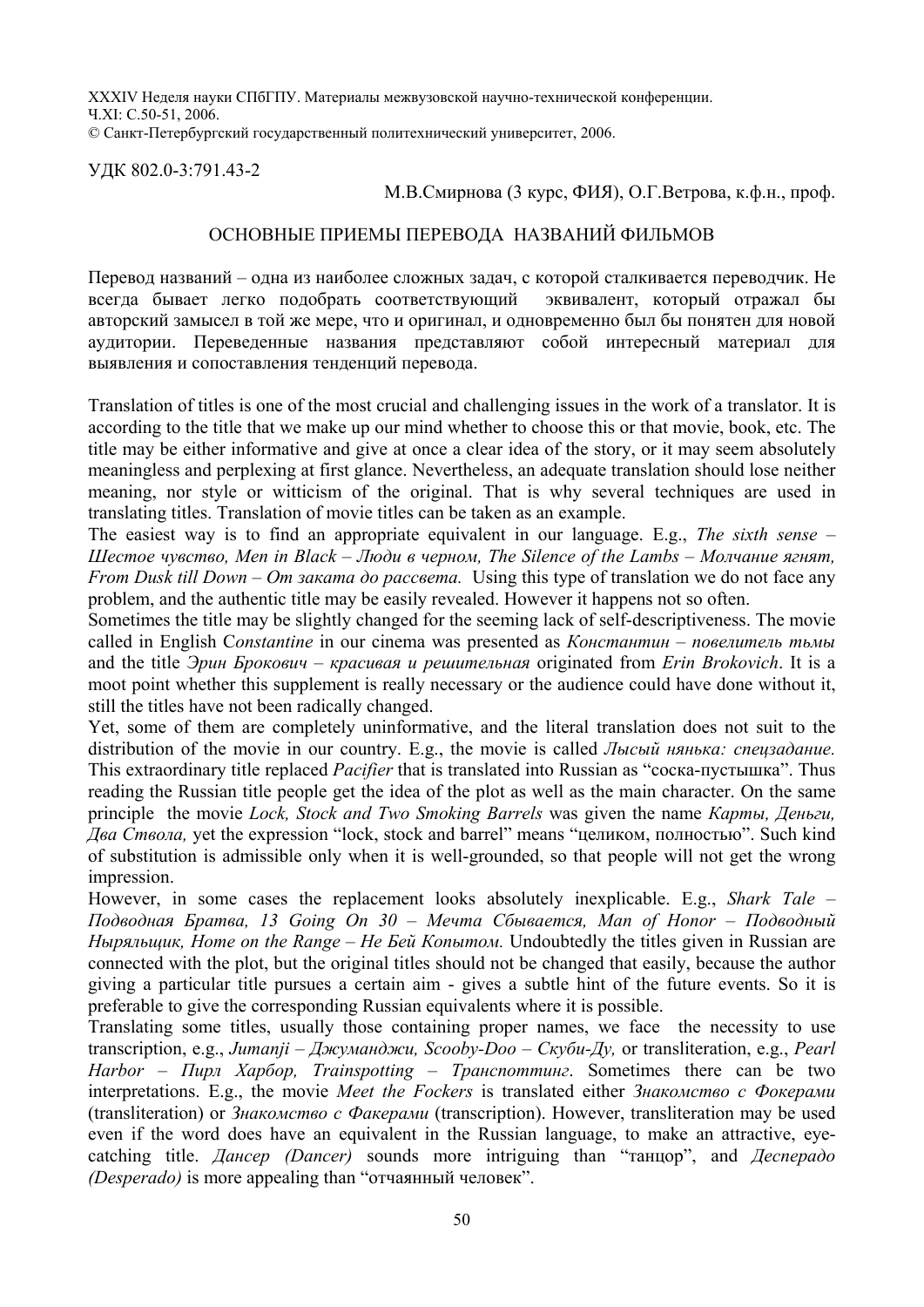XXXIV Неделя науки СПбГПУ. Материалы межвузовской научно-технической конференции. Ч.XI: С.50-51, 2006.
© Санкт-Петербургский государственный политехнический университет, 2006.

УДК 802.0-3:791.43-2

М.В.Смирнова (3 курс, ФИЯ), О.Г.Ветрова, к.ф.н., проф.

# ОСНОВНЫЕ ПРИЕМЫ ПЕРЕВОДА НАЗВАНИЙ ФИЛЬМОВ

Перевод названий – одна из наиболее сложных задач, с которой сталкивается переводчик. Не всегда бывает легко подобрать соответствующий эквивалент, который отражал бы авторский замысел в той же мере, что и оригинал, и одновременно был бы понятен для новой аудитории. Переведенные названия представляют собой интересный материал для выявления и сопоставления тенденций перевода.

Translation of titles is one of the most crucial and challenging issues in the work of a translator. It is according to the title that we make up our mind whether to choose this or that movie, book, etc. The title may be either informative and give at once a clear idea of the story, or it may seem absolutely meaningless and perplexing at first glance. Nevertheless, an adequate translation should lose neither meaning, nor style or witticism of the original. That is why several techniques are used in translating titles. Translation of movie titles can be taken as an example.

The easiest way is to find an appropriate equivalent in our language. E.g., *The sixth sense – Шестое чувство, Men in Black – Люди в черном, The Silence of the Lambs – Молчание ягнят, From Dusk till Down – От заката до рассвета.* Using this type of translation we do not face any problem, and the authentic title may be easily revealed. However it happens not so often.

Sometimes the title may be slightly changed for the seeming lack of self-descriptiveness. The movie called in English C*onstantine* in our cinema was presented as *Константин – повелитель тьмы* and the title *Эрин Брокович – красивая и решительная* originated from *Erin Brokovich*. It is a moot point whether this supplement is really necessary or the audience could have done without it, still the titles have not been radically changed.

Yet, some of them are completely uninformative, and the literal translation does not suit to the distribution of the movie in our country. E.g., the movie is called *Лысый нянька: спецзадание.* This extraordinary title replaced *Pacifier* that is translated into Russian as "соска-пустышка". Thus reading the Russian title people get the idea of the plot as well as the main character. On the same principle the movie *Lock, Stock and Two Smoking Barrels* was given the name *Карты, Деньги, Два Ствола,* yet the expression "lock, stock and barrel" means "целиком, полностью". Such kind of substitution is admissible only when it is well-grounded, so that people will not get the wrong impression.

However, in some cases the replacement looks absolutely inexplicable. E.g., *Shark Tale – Подводная Братва, 13 Going On 30 – Мечта Сбывается, Man of Honor – Подводный Ныряльщик, Home on the Range – Не Бей Копытом.* Undoubtedly the titles given in Russian are connected with the plot, but the original titles should not be changed that easily, because the author giving a particular title pursues a certain aim - gives a subtle hint of the future events. So it is preferable to give the corresponding Russian equivalents where it is possible.

Translating some titles, usually those containing proper names, we face the necessity to use transcription, e.g., *Jumanji – Джуманджи, Scooby-Doo – Скуби-Ду,* or transliteration, e.g., *Pearl Harbor – Пирл Харбор, Trainspotting – Транспоттинг*. Sometimes there can be two interpretations. E.g., the movie *Meet the Fockers* is translated either *Знакомство с Фокерами* (transliteration) or *Знакомство с Факерами* (transcription). However, transliteration may be used even if the word does have an equivalent in the Russian language, to make an attractive, eye-catching title. *Дансер (Dancer)* sounds more intriguing than "танцор", and *Десперадо (Desperado)* is more appealing than "отчаянный человек".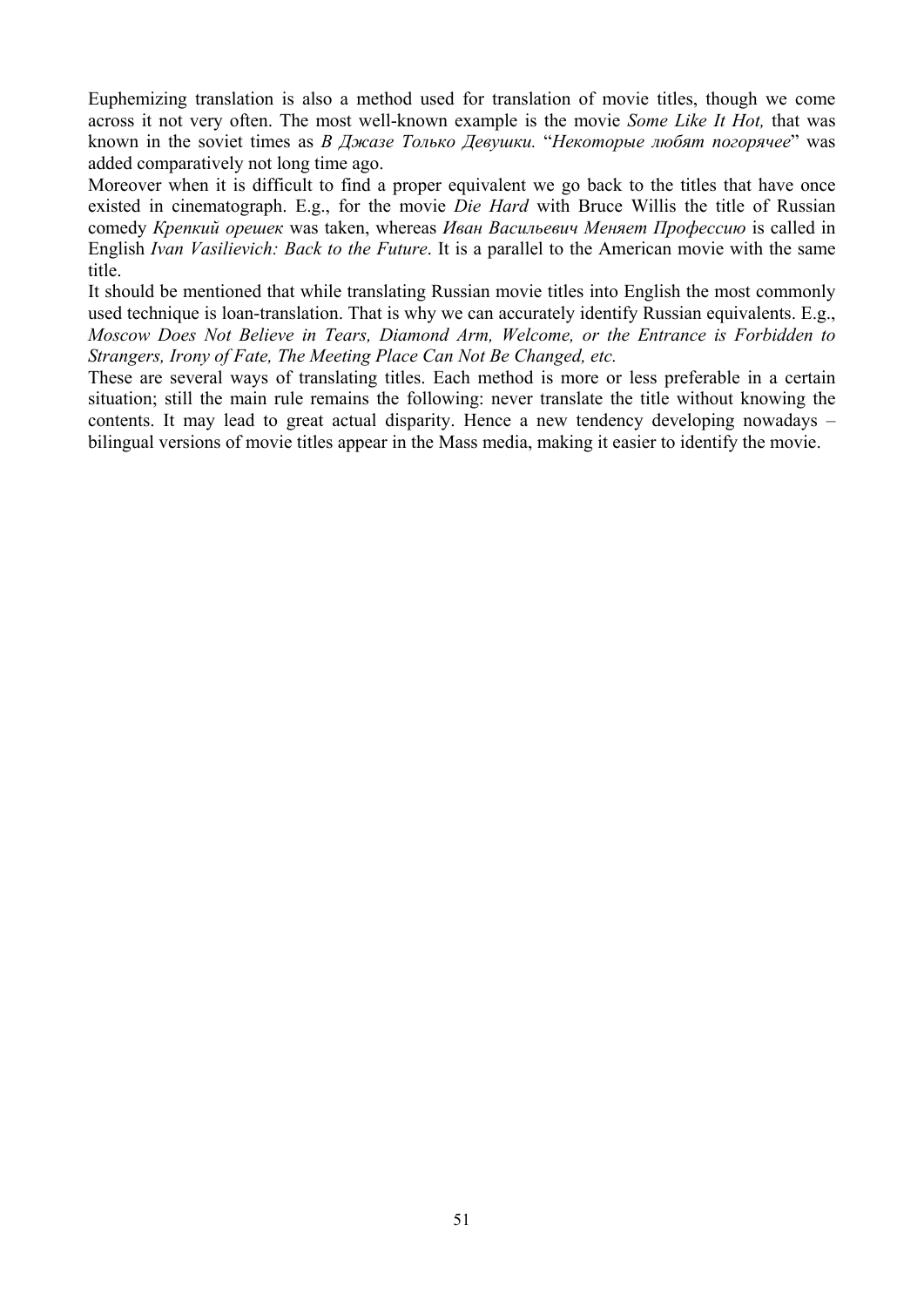Euphemizing translation is also a method used for translation of movie titles, though we come across it not very often. The most well-known example is the movie *Some Like It Hot,* that was known in the soviet times as *В Джазе Только Девушки.* "*Некоторые любят погорячее*" was added comparatively not long time ago.

Moreover when it is difficult to find a proper equivalent we go back to the titles that have once existed in cinematograph. E.g., for the movie *Die Hard* with Bruce Willis the title of Russian comedy *Крепкий орешек* was taken, whereas *Иван Васильевич Меняет Профессию* is called in English *Ivan Vasilievich: Back to the Future*. It is a parallel to the American movie with the same title.

It should be mentioned that while translating Russian movie titles into English the most commonly used technique is loan-translation. That is why we can accurately identify Russian equivalents. E.g., *Moscow Does Not Believe in Tears, Diamond Arm, Welcome, or the Entrance is Forbidden to Strangers, Irony of Fate, The Meeting Place Can Not Be Changed, etc.*

These are several ways of translating titles. Each method is more or less preferable in a certain situation; still the main rule remains the following: never translate the title without knowing the contents. It may lead to great actual disparity. Hence a new tendency developing nowadays – bilingual versions of movie titles appear in the Mass media, making it easier to identify the movie.